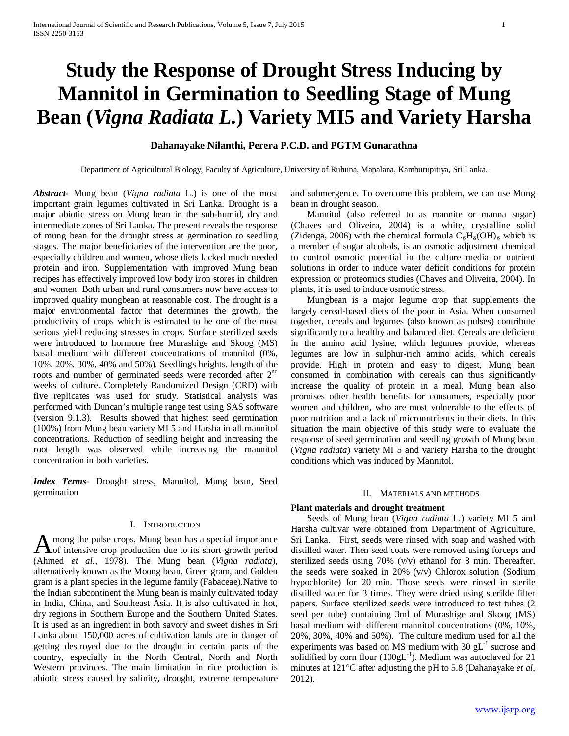# Study the Response of Drought Stress Inducing by Mannitol in Germination to Seedling Stage of Mung Bean (*Vigna Radiata L.*) Variety MI5 and Variety Harsha

**Dahanayake Nilanthi, Perera P.C.D. and PGTM Gunarathna**

Department of Agricultural Biology, Faculty of Agriculture, University of Ruhuna, Mapalana, Kamburupitiya, Sri Lanka.

***Abstract-*** Mung bean (*Vigna radiata* L.) is one of the most important grain legumes cultivated in Sri Lanka. Drought is a major abiotic stress on Mung bean in the sub-humid, dry and intermediate zones of Sri Lanka. The present reveals the response of mung bean for the drought stress at germination to seedling stages. The major beneficiaries of the intervention are the poor, especially children and women, whose diets lacked much needed protein and iron. Supplementation with improved Mung bean recipes has effectively improved low body iron stores in children and women. Both urban and rural consumers now have access to improved quality mungbean at reasonable cost. The drought is a major environmental factor that determines the growth, the productivity of crops which is estimated to be one of the most serious yield reducing stresses in crops. Surface sterilized seeds were introduced to hormone free Murashige and Skoog (MS) basal medium with different concentrations of mannitol (0%, 10%, 20%, 30%, 40% and 50%). Seedlings heights, length of the roots and number of germinated seeds were recorded after 2nd weeks of culture. Completely Randomized Design (CRD) with five replicates was used for study. Statistical analysis was performed with Duncan's multiple range test using SAS software (version 9.1.3). Results showed that highest seed germination (100%) from Mung bean variety MI 5 and Harsha in all mannitol concentrations. Reduction of seedling height and increasing the root length was observed while increasing the mannitol concentration in both varieties.

***Index Terms-*** Drought stress, Mannitol, Mung bean, Seed germination

## I. Introduction

Among the pulse crops, Mung bean has a special importance of intensive crop production due to its short growth period (Ahmed *et al*., 1978). The Mung bean (*Vigna radiata*), alternatively known as the Moong bean, Green gram, and Golden gram is a plant species in the legume family (Fabaceae).Native to the Indian subcontinent the Mung bean is mainly cultivated today in India, China, and Southeast Asia. It is also cultivated in hot, dry regions in Southern Europe and the Southern United States. It is used as an ingredient in both savory and sweet dishes in Sri Lanka about 150,000 acres of cultivation lands are in danger of getting destroyed due to the drought in certain parts of the country, especially in the North Central, North and North Western provinces. The main limitation in rice production is abiotic stress caused by salinity, drought, extreme temperature and submergence. To overcome this problem, we can use Mung bean in drought season.

Mannitol (also referred to as mannite or manna sugar) (Chaves and Oliveira, 2004) is a white, crystalline solid (Zidenga, 2006) with the chemical formula $C_6H_8(OH)_6$ which is a member of sugar alcohols, is an osmotic adjustment chemical to control osmotic potential in the culture media or nutrient solutions in order to induce water deficit conditions for protein expression or proteomics studies (Chaves and Oliveira, 2004). In plants, it is used to induce osmotic stress.

Mungbean is a major legume crop that supplements the largely cereal-based diets of the poor in Asia. When consumed together, cereals and legumes (also known as pulses) contribute significantly to a healthy and balanced diet. Cereals are deficient in the amino acid lysine, which legumes provide, whereas legumes are low in sulphur-rich amino acids, which cereals provide. High in protein and easy to digest, Mung bean consumed in combination with cereals can thus significantly increase the quality of protein in a meal. Mung bean also promises other health benefits for consumers, especially poor women and children, who are most vulnerable to the effects of poor nutrition and a lack of micronutrients in their diets. In this situation the main objective of this study were to evaluate the response of seed germination and seedling growth of Mung bean (*Vigna radiata*) variety MI 5 and variety Harsha to the drought conditions which was induced by Mannitol.

## II. Materials and Methods

### Plant materials and drought treatment

Seeds of Mung bean (*Vigna radiata* L.) variety MI 5 and Harsha cultivar were obtained from Department of Agriculture, Sri Lanka. First, seeds were rinsed with soap and washed with distilled water. Then seed coats were removed using forceps and sterilized seeds using 70% (v/v) ethanol for 3 min. Thereafter, the seeds were soaked in 20% (v/v) Chlorox solution (Sodium hypochlorite) for 20 min. Those seeds were rinsed in sterile distilled water for 3 times. They were dried using sterilde filter papers. Surface sterilized seeds were introduced to test tubes (2 seed per tube) containing 3ml of Murashige and Skoog (MS) basal medium with different mannitol concentrations (0%, 10%, 20%, 30%, 40% and 50%). The culture medium used for all the experiments was based on MS medium with 30 $gL^{-1}$ sucrose and solidified by corn flour ($100gL^{-1}$). Medium was autoclaved for 21 minutes at 121°C after adjusting the pH to 5.8 (Dahanayake *et al*, 2012).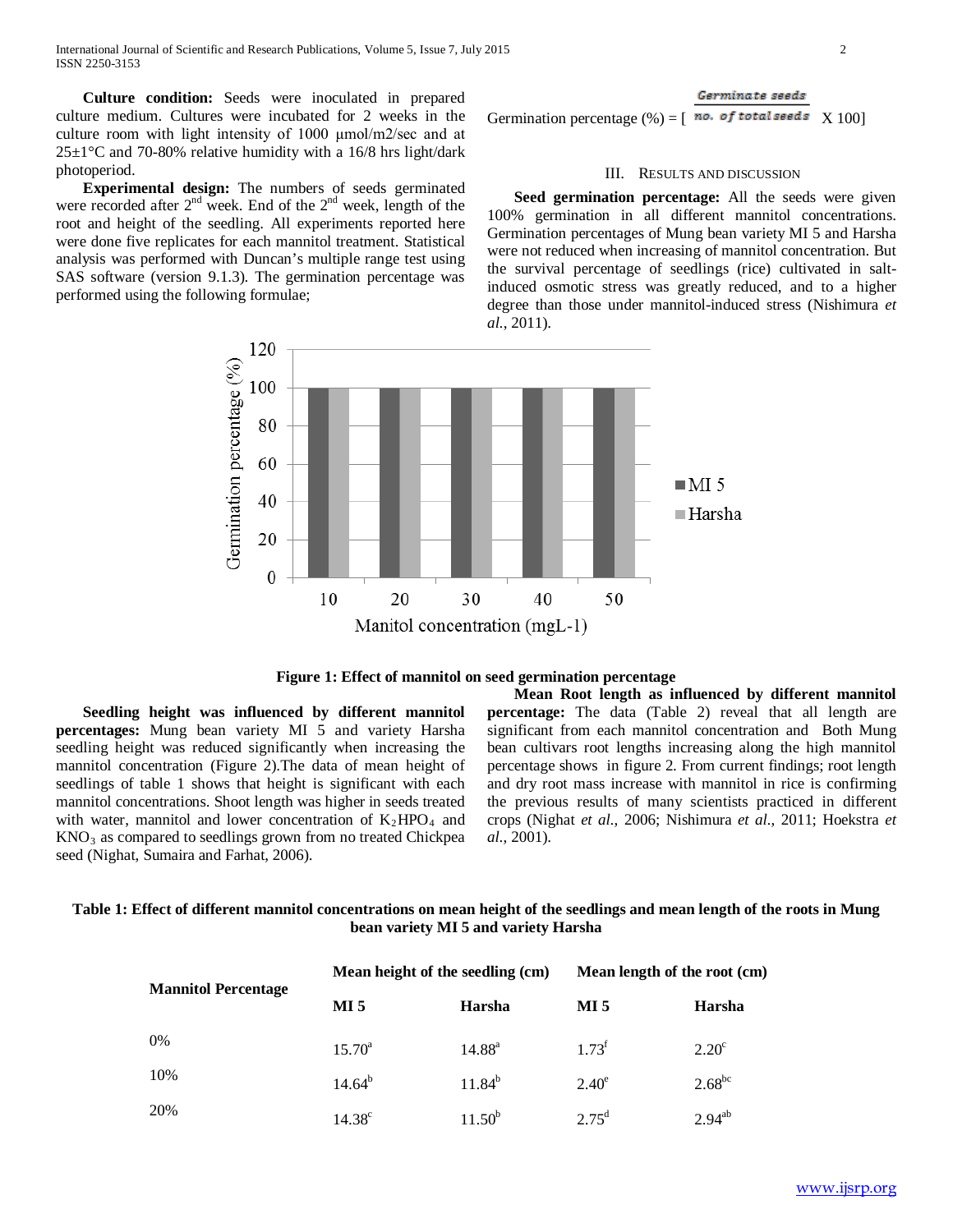**Culture condition:** Seeds were inoculated in prepared culture medium. Cultures were incubated for 2 weeks in the culture room with light intensity of 1000 μmol/m2/sec and at 25±1°C and 70-80% relative humidity with a 16/8 hrs light/dark photoperiod.

**Experimental design:** The numbers of seeds germinated were recorded after 2nd week. End of the 2nd week, length of the root and height of the seedling. All experiments reported here were done five replicates for each mannitol treatment. Statistical analysis was performed with Duncan's multiple range test using SAS software (version 9.1.3). The germination percentage was performed using the following formulae;

$$\text{Germination percentage (\%)} = \left[ \frac{\text{Germinate seeds}}{\text{no. of total seeds}} \times 100 \right]$$

## III. Results and Discussion

**Seed germination percentage:** All the seeds were given 100% germination in all different mannitol concentrations. Germination percentages of Mung bean variety MI 5 and Harsha were not reduced when increasing of mannitol concentration. But the survival percentage of seedlings (rice) cultivated in salt-induced osmotic stress was greatly reduced, and to a higher degree than those under mannitol-induced stress (Nishimura *et al.*, 2011).

**Figure 1: Effect of mannitol on seed germination percentage**

**Seedling height was influenced by different mannitol percentages:** Mung bean variety MI 5 and variety Harsha seedling height was reduced significantly when increasing the mannitol concentration (Figure 2).The data of mean height of seedlings of table 1 shows that height is significant with each mannitol concentrations. Shoot length was higher in seeds treated with water, mannitol and lower concentration of $K_2HPO_4$ and $KNO_3$ as compared to seedlings grown from no treated Chickpea seed (Nighat, Sumaira and Farhat, 2006).

**Mean Root length as influenced by different mannitol percentage:** The data (Table 2) reveal that all length are significant from each mannitol concentration and Both Mung bean cultivars root lengths increasing along the high mannitol percentage shows in figure 2. From current findings; root length and dry root mass increase with mannitol in rice is confirming the previous results of many scientists practiced in different crops (Nighat *et al.*, 2006; Nishimura *et al.*, 2011; Hoekstra *et al.*, 2001).

**Table 1: Effect of different mannitol concentrations on mean height of the seedlings and mean length of the roots in Mung bean variety MI 5 and variety Harsha**

| Mannitol Percentage | Mean height of the seedling (cm) | | Mean length of the root (cm) | |
|---|---|---|---|---|
| | MI 5 | Harsha | MI 5 | Harsha |
| 0% | 15.70$^{a}$ | 14.88$^{a}$ | 1.73$^{f}$ | 2.20$^{c}$ |
| 10% | 14.64$^{b}$ | 11.84$^{b}$ | 2.40$^{e}$ | 2.68$^{bc}$ |
| 20% | 14.38$^{c}$ | 11.50$^{b}$ | 2.75$^{d}$ | 2.94$^{ab}$ |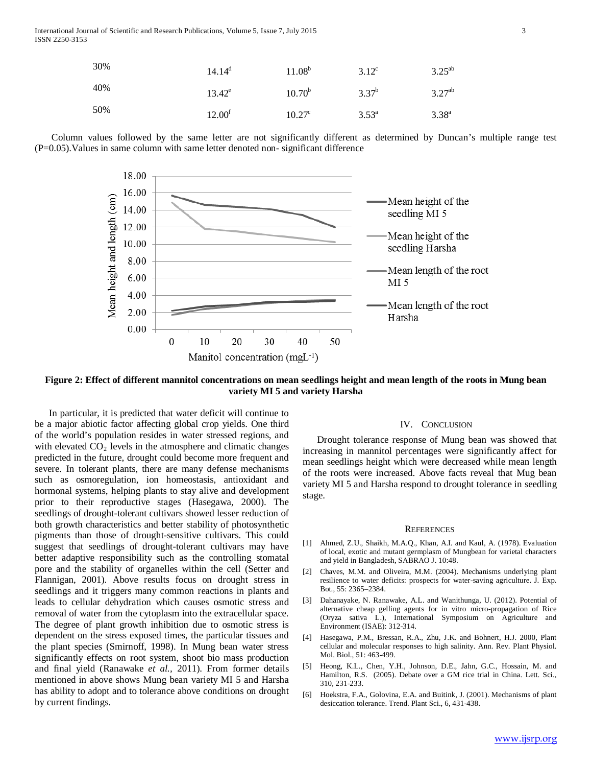| | | | | |
|---|---|---|---|---|
| 30% | $14.14^{d}$ | $11.08^{b}$ | $3.12^{c}$ | $3.25^{ab}$ |
| 40% | $13.42^{e}$ | $10.70^{b}$ | $3.37^{b}$ | $3.27^{ab}$ |
| 50% | $12.00^{f}$ | $10.27^{c}$ | $3.53^{a}$ | $3.38^{a}$ |

Column values followed by the same letter are not significantly different as determined by Duncan's multiple range test (P=0.05).Values in same column with same letter denoted non- significant difference

**Figure 2: Effect of different mannitol concentrations on mean seedlings height and mean length of the roots in Mung bean variety MI 5 and variety Harsha**

In particular, it is predicted that water deficit will continue to be a major abiotic factor affecting global crop yields. One third of the world's population resides in water stressed regions, and with elevated $CO_2$ levels in the atmosphere and climatic changes predicted in the future, drought could become more frequent and severe. In tolerant plants, there are many defense mechanisms such as osmoregulation, ion homeostasis, antioxidant and hormonal systems, helping plants to stay alive and development prior to their reproductive stages (Hasegawa, 2000). The seedlings of drought-tolerant cultivars showed lesser reduction of both growth characteristics and better stability of photosynthetic pigments than those of drought-sensitive cultivars. This could suggest that seedlings of drought-tolerant cultivars may have better adaptive responsibility such as the controlling stomatal pore and the stability of organelles within the cell (Setter and Flannigan, 2001). Above results focus on drought stress in seedlings and it triggers many common reactions in plants and leads to cellular dehydration which causes osmotic stress and removal of water from the cytoplasm into the extracellular space. The degree of plant growth inhibition due to osmotic stress is dependent on the stress exposed times, the particular tissues and the plant species (Smirnoff, 1998). In Mung bean water stress significantly effects on root system, shoot bio mass production and final yield (Ranawake *et al.,* 2011). From former details mentioned in above shows Mung bean variety MI 5 and Harsha has ability to adopt and to tolerance above conditions on drought by current findings.

## IV. Conclusion

Drought tolerance response of Mung bean was showed that increasing in mannitol percentages were significantly affect for mean seedlings height which were decreased while mean length of the roots were increased. Above facts reveal that Mug bean variety MI 5 and Harsha respond to drought tolerance in seedling stage.

## References

[1] Ahmed, Z.U., Shaikh, M.A.Q., Khan, A.I. and Kaul, A. (1978). Evaluation of local, exotic and mutant germplasm of Mungbean for varietal characters and yield in Bangladesh, SABRAO J. 10:48.

[2] Chaves, M.M. and Oliveira, M.M. (2004). Mechanisms underlying plant resilience to water deficits: prospects for water-saving agriculture. J. Exp. Bot., 55: 2365–2384.

[3] Dahanayake, N. Ranawake, A.L. and Wanithunga, U. (2012). Potential of alternative cheap gelling agents for in vitro micro-propagation of Rice (Oryza sativa L.), International Symposium on Agriculture and Environment (ISAE): 312-314.

[4] Hasegawa, P.M., Bressan, R.A., Zhu, J.K. and Bohnert, H.J. 2000, Plant cellular and molecular responses to high salinity. Ann. Rev. Plant Physiol. Mol. Biol., 51: 463-499.

[5] Heong, K.L., Chen, Y.H., Johnson, D.E., Jahn, G.C., Hossain, M. and Hamilton, R.S. (2005). Debate over a GM rice trial in China. Lett. Sci., 310, 231-233.

[6] Hoekstra, F.A., Golovina, E.A. and Buitink, J. (2001). Mechanisms of plant desiccation tolerance. Trend. Plant Sci., 6, 431-438.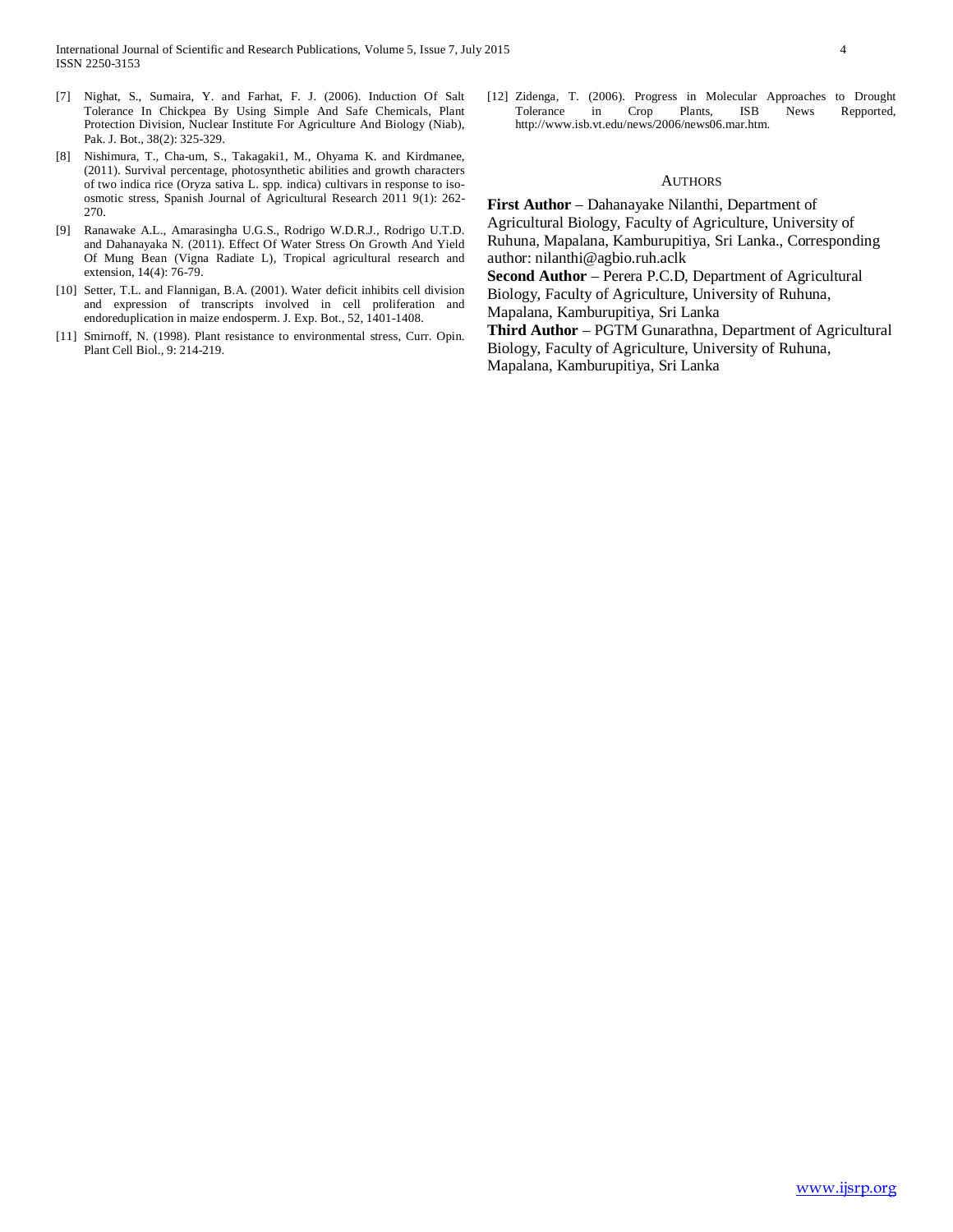[7] Nighat, S., Sumaira, Y. and Farhat, F. J. (2006). Induction Of Salt Tolerance In Chickpea By Using Simple And Safe Chemicals, Plant Protection Division, Nuclear Institute For Agriculture And Biology (Niab), Pak. J. Bot., 38(2): 325-329.

[8] Nishimura, T., Cha-um, S., Takagaki1, M., Ohyama K. and Kirdmanee, (2011). Survival percentage, photosynthetic abilities and growth characters of two indica rice (Oryza sativa L. spp. indica) cultivars in response to iso-osmotic stress, Spanish Journal of Agricultural Research 2011 9(1): 262-270.

[9] Ranawake A.L., Amarasingha U.G.S., Rodrigo W.D.R.J., Rodrigo U.T.D. and Dahanayaka N. (2011). Effect Of Water Stress On Growth And Yield Of Mung Bean (Vigna Radiate L), Tropical agricultural research and extension, 14(4): 76-79.

[10] Setter, T.L. and Flannigan, B.A. (2001). Water deficit inhibits cell division and expression of transcripts involved in cell proliferation and endoreduplication in maize endosperm. J. Exp. Bot., 52, 1401-1408.

[11] Smirnoff, N. (1998). Plant resistance to environmental stress, Curr. Opin. Plant Cell Biol., 9: 214-219.

[12] Zidenga, T. (2006). Progress in Molecular Approaches to Drought Tolerance in Crop Plants, ISB News Repported, http://www.isb.vt.edu/news/2006/news06.mar.htm.

## AUTHORS

**First Author** – Dahanayake Nilanthi, Department of Agricultural Biology, Faculty of Agriculture, University of Ruhuna, Mapalana, Kamburupitiya, Sri Lanka., Corresponding author: nilanthi@agbio.ruh.aclk

**Second Author** – Perera P.C.D, Department of Agricultural Biology, Faculty of Agriculture, University of Ruhuna, Mapalana, Kamburupitiya, Sri Lanka

**Third Author** – PGTM Gunarathna, Department of Agricultural Biology, Faculty of Agriculture, University of Ruhuna, Mapalana, Kamburupitiya, Sri Lanka